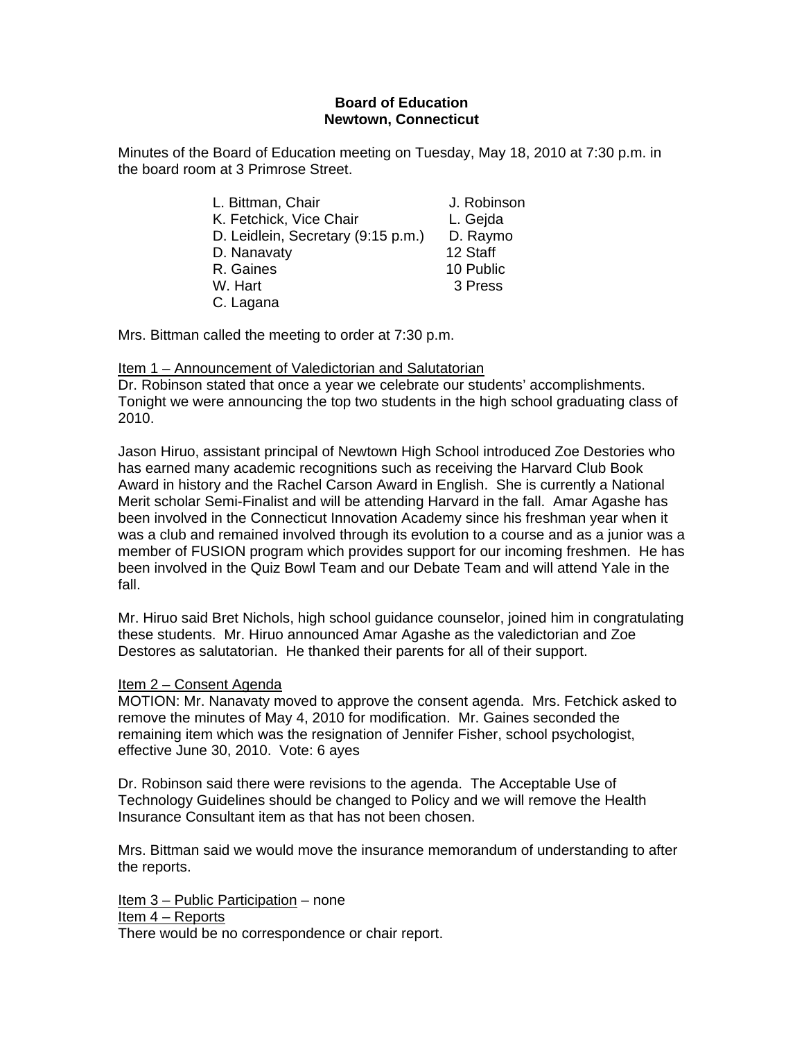**Board of Education**
**Newtown, Connecticut**

Minutes of the Board of Education meeting on Tuesday, May 18, 2010 at 7:30 p.m. in the board room at 3 Primrose Street.

| | |
|---|---|
| L. Bittman, Chair | J. Robinson |
| K. Fetchick, Vice Chair | L. Gejda |
| D. Leidlein, Secretary (9:15 p.m.) | D. Raymo |
| D. Nanavaty | 12 Staff |
| R. Gaines | 10 Public |
| W. Hart | 3 Press |
| C. Lagana | |

Mrs. Bittman called the meeting to order at 7:30 p.m.

Item 1 – Announcement of Valedictorian and Salutatorian
Dr. Robinson stated that once a year we celebrate our students' accomplishments. Tonight we were announcing the top two students in the high school graduating class of 2010.

Jason Hiruo, assistant principal of Newtown High School introduced Zoe Destories who has earned many academic recognitions such as receiving the Harvard Club Book Award in history and the Rachel Carson Award in English. She is currently a National Merit scholar Semi-Finalist and will be attending Harvard in the fall. Amar Agashe has been involved in the Connecticut Innovation Academy since his freshman year when it was a club and remained involved through its evolution to a course and as a junior was a member of FUSION program which provides support for our incoming freshmen. He has been involved in the Quiz Bowl Team and our Debate Team and will attend Yale in the fall.

Mr. Hiruo said Bret Nichols, high school guidance counselor, joined him in congratulating these students. Mr. Hiruo announced Amar Agashe as the valedictorian and Zoe Destores as salutatorian. He thanked their parents for all of their support.

Item 2 – Consent Agenda
MOTION: Mr. Nanavaty moved to approve the consent agenda. Mrs. Fetchick asked to remove the minutes of May 4, 2010 for modification. Mr. Gaines seconded the remaining item which was the resignation of Jennifer Fisher, school psychologist, effective June 30, 2010. Vote: 6 ayes

Dr. Robinson said there were revisions to the agenda. The Acceptable Use of Technology Guidelines should be changed to Policy and we will remove the Health Insurance Consultant item as that has not been chosen.

Mrs. Bittman said we would move the insurance memorandum of understanding to after the reports.

Item 3 – Public Participation – none
Item 4 – Reports
There would be no correspondence or chair report.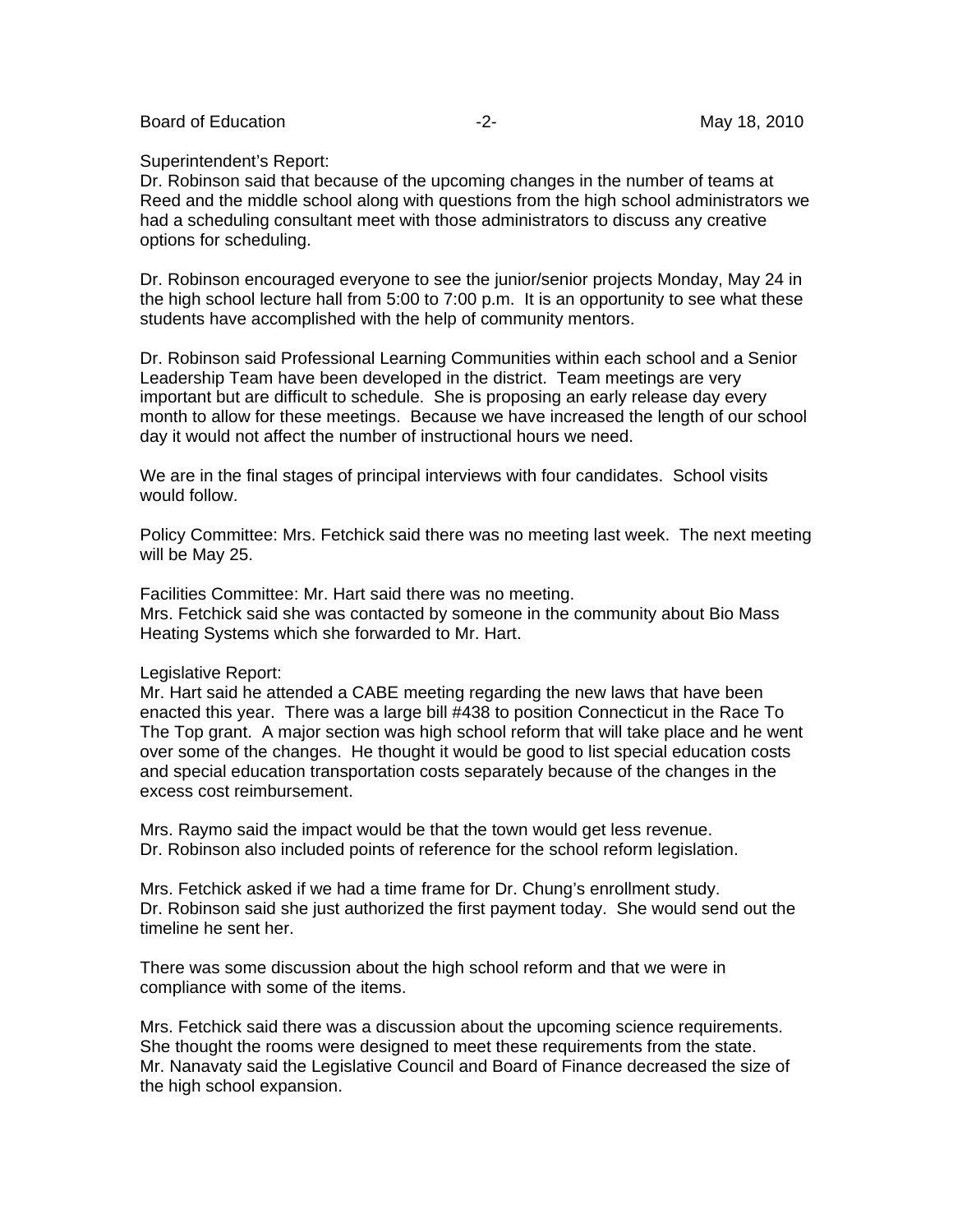Superintendent's Report:
Dr. Robinson said that because of the upcoming changes in the number of teams at Reed and the middle school along with questions from the high school administrators we had a scheduling consultant meet with those administrators to discuss any creative options for scheduling.

Dr. Robinson encouraged everyone to see the junior/senior projects Monday, May 24 in the high school lecture hall from 5:00 to 7:00 p.m. It is an opportunity to see what these students have accomplished with the help of community mentors.

Dr. Robinson said Professional Learning Communities within each school and a Senior Leadership Team have been developed in the district. Team meetings are very important but are difficult to schedule. She is proposing an early release day every month to allow for these meetings. Because we have increased the length of our school day it would not affect the number of instructional hours we need.

We are in the final stages of principal interviews with four candidates. School visits would follow.

Policy Committee: Mrs. Fetchick said there was no meeting last week. The next meeting will be May 25.

Facilities Committee: Mr. Hart said there was no meeting.
Mrs. Fetchick said she was contacted by someone in the community about Bio Mass Heating Systems which she forwarded to Mr. Hart.

Legislative Report:
Mr. Hart said he attended a CABE meeting regarding the new laws that have been enacted this year. There was a large bill #438 to position Connecticut in the Race To The Top grant. A major section was high school reform that will take place and he went over some of the changes. He thought it would be good to list special education costs and special education transportation costs separately because of the changes in the excess cost reimbursement.

Mrs. Raymo said the impact would be that the town would get less revenue.
Dr. Robinson also included points of reference for the school reform legislation.

Mrs. Fetchick asked if we had a time frame for Dr. Chung's enrollment study.
Dr. Robinson said she just authorized the first payment today. She would send out the timeline he sent her.

There was some discussion about the high school reform and that we were in compliance with some of the items.

Mrs. Fetchick said there was a discussion about the upcoming science requirements. She thought the rooms were designed to meet these requirements from the state.
Mr. Nanavaty said the Legislative Council and Board of Finance decreased the size of the high school expansion.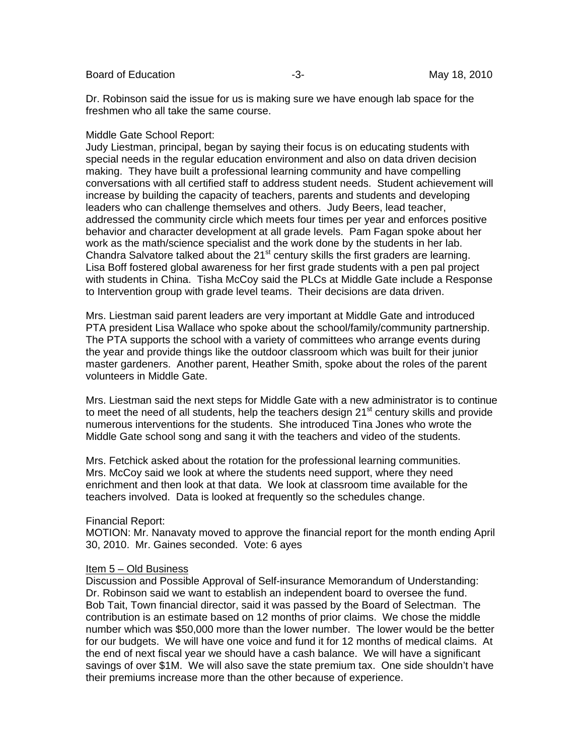Dr. Robinson said the issue for us is making sure we have enough lab space for the freshmen who all take the same course.

Middle Gate School Report:
Judy Liestman, principal, began by saying their focus is on educating students with special needs in the regular education environment and also on data driven decision making. They have built a professional learning community and have compelling conversations with all certified staff to address student needs. Student achievement will increase by building the capacity of teachers, parents and students and developing leaders who can challenge themselves and others. Judy Beers, lead teacher, addressed the community circle which meets four times per year and enforces positive behavior and character development at all grade levels. Pam Fagan spoke about her work as the math/science specialist and the work done by the students in her lab. Chandra Salvatore talked about the 21st century skills the first graders are learning. Lisa Boff fostered global awareness for her first grade students with a pen pal project with students in China. Tisha McCoy said the PLCs at Middle Gate include a Response to Intervention group with grade level teams. Their decisions are data driven.

Mrs. Liestman said parent leaders are very important at Middle Gate and introduced PTA president Lisa Wallace who spoke about the school/family/community partnership. The PTA supports the school with a variety of committees who arrange events during the year and provide things like the outdoor classroom which was built for their junior master gardeners. Another parent, Heather Smith, spoke about the roles of the parent volunteers in Middle Gate.

Mrs. Liestman said the next steps for Middle Gate with a new administrator is to continue to meet the need of all students, help the teachers design 21st century skills and provide numerous interventions for the students. She introduced Tina Jones who wrote the Middle Gate school song and sang it with the teachers and video of the students.

Mrs. Fetchick asked about the rotation for the professional learning communities. Mrs. McCoy said we look at where the students need support, where they need enrichment and then look at that data. We look at classroom time available for the teachers involved. Data is looked at frequently so the schedules change.

Financial Report:
MOTION: Mr. Nanavaty moved to approve the financial report for the month ending April 30, 2010. Mr. Gaines seconded. Vote: 6 ayes

<u>Item 5 – Old Business</u>
Discussion and Possible Approval of Self-insurance Memorandum of Understanding:
Dr. Robinson said we want to establish an independent board to oversee the fund. Bob Tait, Town financial director, said it was passed by the Board of Selectman. The contribution is an estimate based on 12 months of prior claims. We chose the middle number which was $50,000 more than the lower number. The lower would be the better for our budgets. We will have one voice and fund it for 12 months of medical claims. At the end of next fiscal year we should have a cash balance. We will have a significant savings of over $1M. We will also save the state premium tax. One side shouldn't have their premiums increase more than the other because of experience.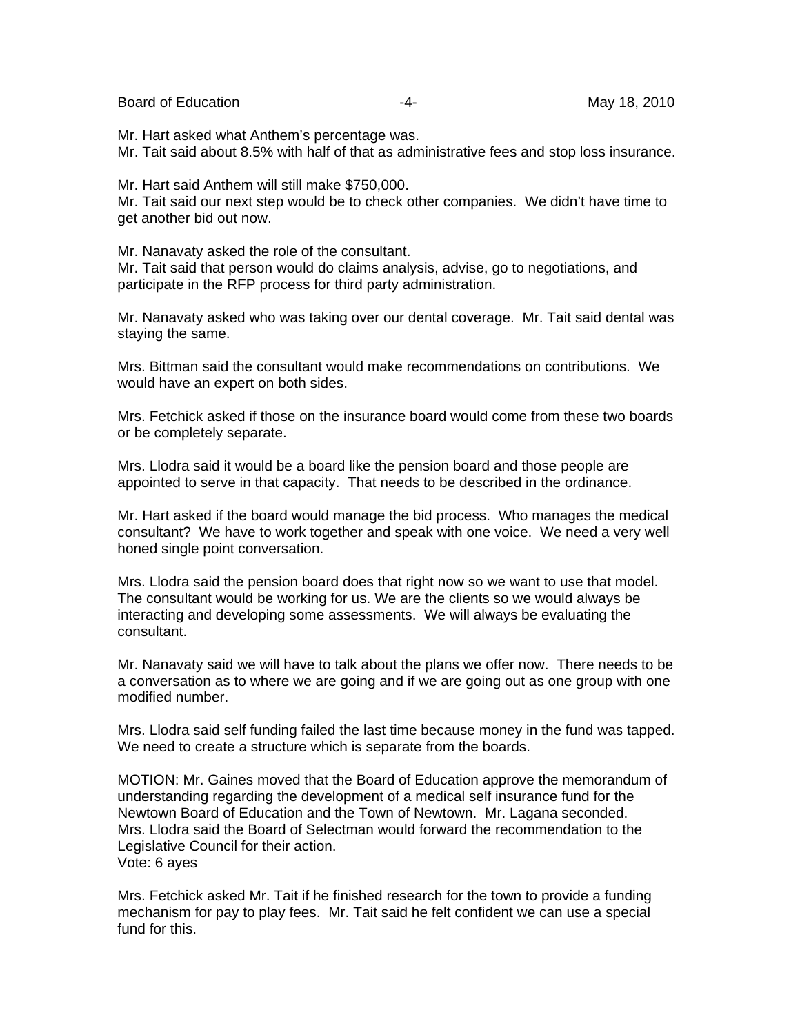Mr. Hart asked what Anthem's percentage was.
Mr. Tait said about 8.5% with half of that as administrative fees and stop loss insurance.

Mr. Hart said Anthem will still make $750,000.
Mr. Tait said our next step would be to check other companies. We didn't have time to get another bid out now.

Mr. Nanavaty asked the role of the consultant.
Mr. Tait said that person would do claims analysis, advise, go to negotiations, and participate in the RFP process for third party administration.

Mr. Nanavaty asked who was taking over our dental coverage. Mr. Tait said dental was staying the same.

Mrs. Bittman said the consultant would make recommendations on contributions. We would have an expert on both sides.

Mrs. Fetchick asked if those on the insurance board would come from these two boards or be completely separate.

Mrs. Llodra said it would be a board like the pension board and those people are appointed to serve in that capacity. That needs to be described in the ordinance.

Mr. Hart asked if the board would manage the bid process. Who manages the medical consultant? We have to work together and speak with one voice. We need a very well honed single point conversation.

Mrs. Llodra said the pension board does that right now so we want to use that model. The consultant would be working for us. We are the clients so we would always be interacting and developing some assessments. We will always be evaluating the consultant.

Mr. Nanavaty said we will have to talk about the plans we offer now. There needs to be a conversation as to where we are going and if we are going out as one group with one modified number.

Mrs. Llodra said self funding failed the last time because money in the fund was tapped. We need to create a structure which is separate from the boards.

MOTION: Mr. Gaines moved that the Board of Education approve the memorandum of understanding regarding the development of a medical self insurance fund for the Newtown Board of Education and the Town of Newtown. Mr. Lagana seconded.
Mrs. Llodra said the Board of Selectman would forward the recommendation to the Legislative Council for their action.
Vote: 6 ayes

Mrs. Fetchick asked Mr. Tait if he finished research for the town to provide a funding mechanism for pay to play fees. Mr. Tait said he felt confident we can use a special fund for this.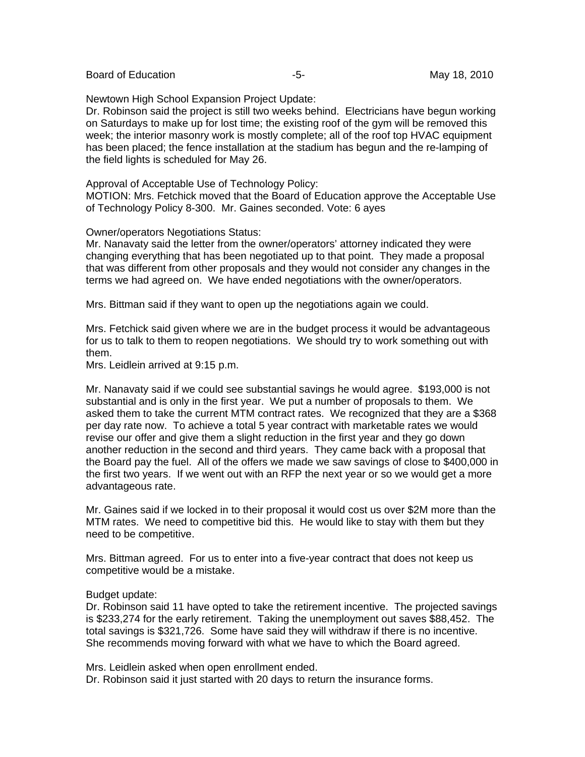Newtown High School Expansion Project Update:
Dr. Robinson said the project is still two weeks behind. Electricians have begun working on Saturdays to make up for lost time; the existing roof of the gym will be removed this week; the interior masonry work is mostly complete; all of the roof top HVAC equipment has been placed; the fence installation at the stadium has begun and the re-lamping of the field lights is scheduled for May 26.

Approval of Acceptable Use of Technology Policy:
MOTION: Mrs. Fetchick moved that the Board of Education approve the Acceptable Use of Technology Policy 8-300. Mr. Gaines seconded. Vote: 6 ayes

Owner/operators Negotiations Status:
Mr. Nanavaty said the letter from the owner/operators' attorney indicated they were changing everything that has been negotiated up to that point. They made a proposal that was different from other proposals and they would not consider any changes in the terms we had agreed on. We have ended negotiations with the owner/operators.

Mrs. Bittman said if they want to open up the negotiations again we could.

Mrs. Fetchick said given where we are in the budget process it would be advantageous for us to talk to them to reopen negotiations. We should try to work something out with them.
Mrs. Leidlein arrived at 9:15 p.m.

Mr. Nanavaty said if we could see substantial savings he would agree. $193,000 is not substantial and is only in the first year. We put a number of proposals to them. We asked them to take the current MTM contract rates. We recognized that they are a $368 per day rate now. To achieve a total 5 year contract with marketable rates we would revise our offer and give them a slight reduction in the first year and they go down another reduction in the second and third years. They came back with a proposal that the Board pay the fuel. All of the offers we made we saw savings of close to $400,000 in the first two years. If we went out with an RFP the next year or so we would get a more advantageous rate.

Mr. Gaines said if we locked in to their proposal it would cost us over $2M more than the MTM rates. We need to competitive bid this. He would like to stay with them but they need to be competitive.

Mrs. Bittman agreed. For us to enter into a five-year contract that does not keep us competitive would be a mistake.

Budget update:
Dr. Robinson said 11 have opted to take the retirement incentive. The projected savings is $233,274 for the early retirement. Taking the unemployment out saves $88,452. The total savings is $321,726. Some have said they will withdraw if there is no incentive. She recommends moving forward with what we have to which the Board agreed.

Mrs. Leidlein asked when open enrollment ended.
Dr. Robinson said it just started with 20 days to return the insurance forms.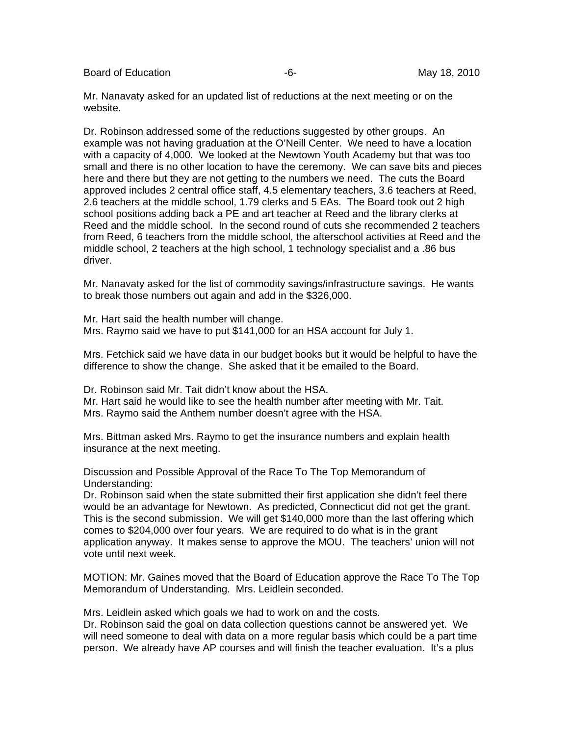Mr. Nanavaty asked for an updated list of reductions at the next meeting or on the website.

Dr. Robinson addressed some of the reductions suggested by other groups. An example was not having graduation at the O'Neill Center. We need to have a location with a capacity of 4,000. We looked at the Newtown Youth Academy but that was too small and there is no other location to have the ceremony. We can save bits and pieces here and there but they are not getting to the numbers we need. The cuts the Board approved includes 2 central office staff, 4.5 elementary teachers, 3.6 teachers at Reed, 2.6 teachers at the middle school, 1.79 clerks and 5 EAs. The Board took out 2 high school positions adding back a PE and art teacher at Reed and the library clerks at Reed and the middle school. In the second round of cuts she recommended 2 teachers from Reed, 6 teachers from the middle school, the afterschool activities at Reed and the middle school, 2 teachers at the high school, 1 technology specialist and a .86 bus driver.

Mr. Nanavaty asked for the list of commodity savings/infrastructure savings. He wants to break those numbers out again and add in the $326,000.

Mr. Hart said the health number will change.
Mrs. Raymo said we have to put $141,000 for an HSA account for July 1.

Mrs. Fetchick said we have data in our budget books but it would be helpful to have the difference to show the change. She asked that it be emailed to the Board.

Dr. Robinson said Mr. Tait didn't know about the HSA.
Mr. Hart said he would like to see the health number after meeting with Mr. Tait.
Mrs. Raymo said the Anthem number doesn't agree with the HSA.

Mrs. Bittman asked Mrs. Raymo to get the insurance numbers and explain health insurance at the next meeting.

Discussion and Possible Approval of the Race To The Top Memorandum of Understanding:
Dr. Robinson said when the state submitted their first application she didn't feel there would be an advantage for Newtown. As predicted, Connecticut did not get the grant. This is the second submission. We will get $140,000 more than the last offering which comes to $204,000 over four years. We are required to do what is in the grant application anyway. It makes sense to approve the MOU. The teachers' union will not vote until next week.

MOTION: Mr. Gaines moved that the Board of Education approve the Race To The Top Memorandum of Understanding. Mrs. Leidlein seconded.

Mrs. Leidlein asked which goals we had to work on and the costs.
Dr. Robinson said the goal on data collection questions cannot be answered yet. We will need someone to deal with data on a more regular basis which could be a part time person. We already have AP courses and will finish the teacher evaluation. It's a plus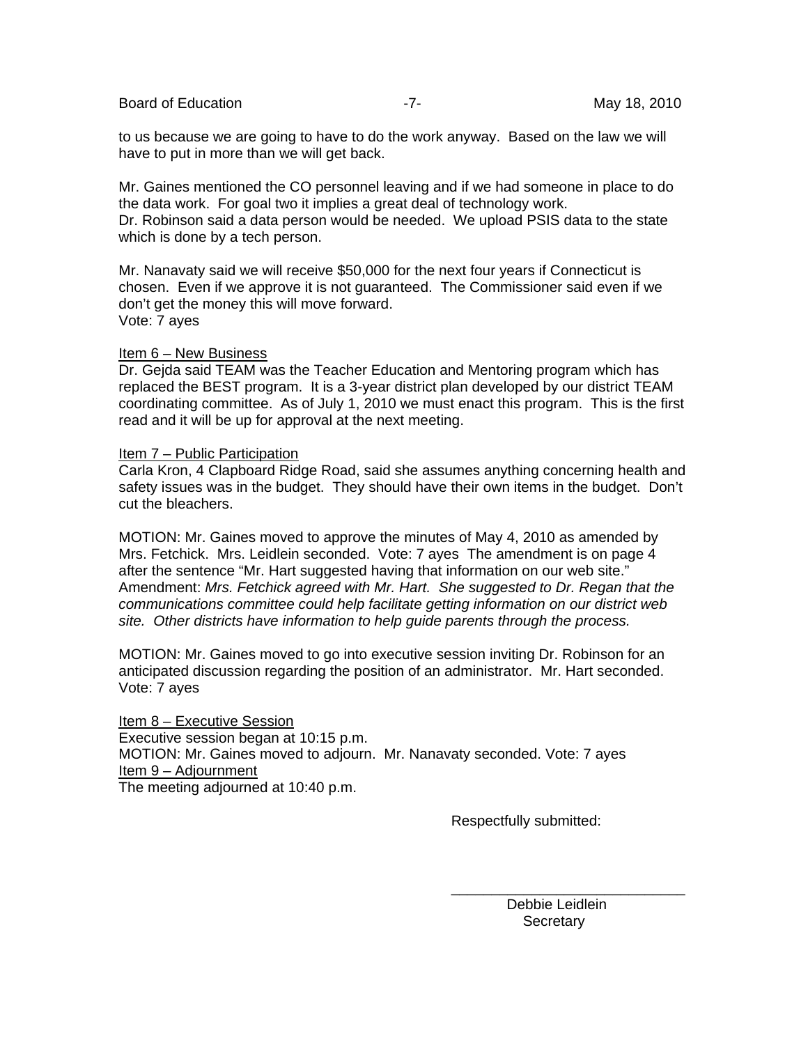to us because we are going to have to do the work anyway. Based on the law we will have to put in more than we will get back.

Mr. Gaines mentioned the CO personnel leaving and if we had someone in place to do the data work. For goal two it implies a great deal of technology work.
Dr. Robinson said a data person would be needed. We upload PSIS data to the state which is done by a tech person.

Mr. Nanavaty said we will receive $50,000 for the next four years if Connecticut is chosen. Even if we approve it is not guaranteed. The Commissioner said even if we don't get the money this will move forward.
Vote: 7 ayes

Item 6 – New Business
Dr. Gejda said TEAM was the Teacher Education and Mentoring program which has replaced the BEST program. It is a 3-year district plan developed by our district TEAM coordinating committee. As of July 1, 2010 we must enact this program. This is the first read and it will be up for approval at the next meeting.

Item 7 – Public Participation
Carla Kron, 4 Clapboard Ridge Road, said she assumes anything concerning health and safety issues was in the budget. They should have their own items in the budget. Don't cut the bleachers.

MOTION: Mr. Gaines moved to approve the minutes of May 4, 2010 as amended by Mrs. Fetchick. Mrs. Leidlein seconded. Vote: 7 ayes The amendment is on page 4 after the sentence "Mr. Hart suggested having that information on our web site." Amendment: *Mrs. Fetchick agreed with Mr. Hart. She suggested to Dr. Regan that the communications committee could help facilitate getting information on our district web site. Other districts have information to help guide parents through the process.*

MOTION: Mr. Gaines moved to go into executive session inviting Dr. Robinson for an anticipated discussion regarding the position of an administrator. Mr. Hart seconded. Vote: 7 ayes

Item 8 – Executive Session
Executive session began at 10:15 p.m.
MOTION: Mr. Gaines moved to adjourn. Mr. Nanavaty seconded. Vote: 7 ayes
Item 9 – Adjournment
The meeting adjourned at 10:40 p.m.

Respectfully submitted:

\_\_\_\_\_\_\_\_\_\_\_\_\_\_\_\_\_\_\_\_\_\_\_\_\_\_\_\_\_\_
Debbie Leidlein
Secretary